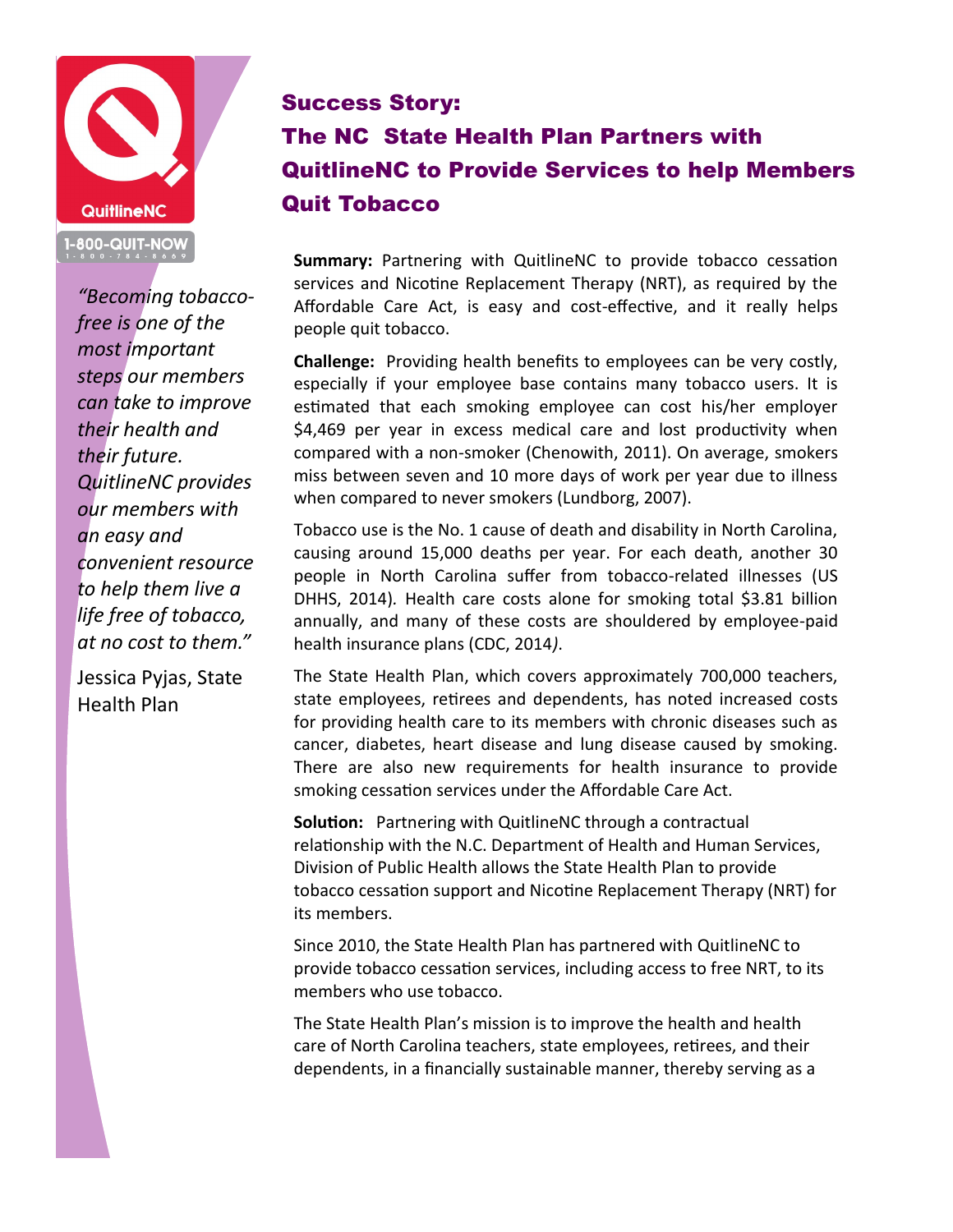QuitlineNC

1-800-QUIT-NOW
1-800-784-8669

*"Becoming tobacco-free is one of the most important steps our members can take to improve their health and their future. QuitlineNC provides our members with an easy and convenient resource to help them live a life free of tobacco, at no cost to them."*

Jessica Pyjas, State Health Plan

# Success Story: The NC State Health Plan Partners with QuitlineNC to Provide Services to help Members Quit Tobacco

**Summary:** Partnering with QuitlineNC to provide tobacco cessation services and Nicotine Replacement Therapy (NRT), as required by the Affordable Care Act, is easy and cost-effective, and it really helps people quit tobacco.

**Challenge:** Providing health benefits to employees can be very costly, especially if your employee base contains many tobacco users. It is estimated that each smoking employee can cost his/her employer $4,469 per year in excess medical care and lost productivity when compared with a non-smoker (Chenowith, 2011). On average, smokers miss between seven and 10 more days of work per year due to illness when compared to never smokers (Lundborg, 2007).

Tobacco use is the No. 1 cause of death and disability in North Carolina, causing around 15,000 deaths per year. For each death, another 30 people in North Carolina suffer from tobacco-related illnesses (US DHHS, 2014). Health care costs alone for smoking total $3.81 billion annually, and many of these costs are shouldered by employee-paid health insurance plans (CDC, 2014).

The State Health Plan, which covers approximately 700,000 teachers, state employees, retirees and dependents, has noted increased costs for providing health care to its members with chronic diseases such as cancer, diabetes, heart disease and lung disease caused by smoking. There are also new requirements for health insurance to provide smoking cessation services under the Affordable Care Act.

**Solution:** Partnering with QuitlineNC through a contractual relationship with the N.C. Department of Health and Human Services, Division of Public Health allows the State Health Plan to provide tobacco cessation support and Nicotine Replacement Therapy (NRT) for its members.

Since 2010, the State Health Plan has partnered with QuitlineNC to provide tobacco cessation services, including access to free NRT, to its members who use tobacco.

The State Health Plan's mission is to improve the health and health care of North Carolina teachers, state employees, retirees, and their dependents, in a financially sustainable manner, thereby serving as a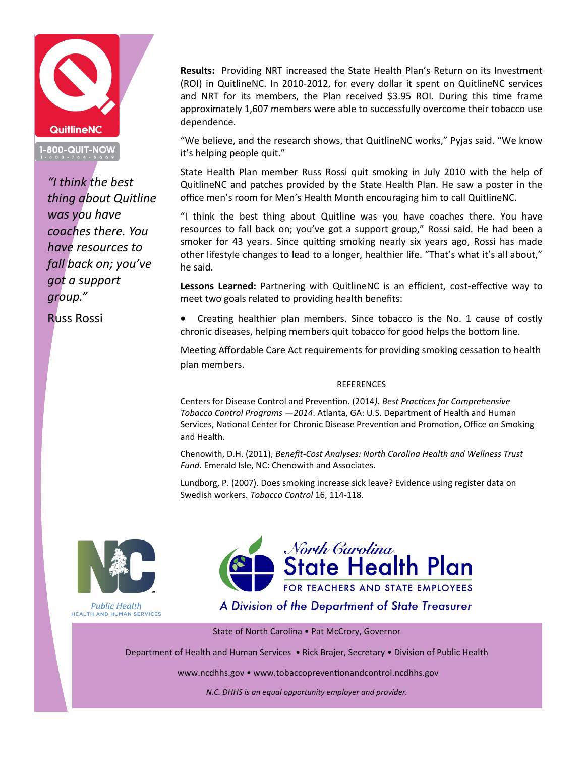QuitlineNC

1-800-QUIT-NOW

1-800-784-8669

*"I think the best thing about Quitline was you have coaches there. You have resources to fall back on; you've got a support group."*

Russ Rossi

**Results:** Providing NRT increased the State Health Plan's Return on its Investment (ROI) in QuitlineNC. In 2010-2012, for every dollar it spent on QuitlineNC services and NRT for its members, the Plan received $3.95 ROI. During this time frame approximately 1,607 members were able to successfully overcome their tobacco use dependence.

"We believe, and the research shows, that QuitlineNC works," Pyjas said. "We know it's helping people quit."

State Health Plan member Russ Rossi quit smoking in July 2010 with the help of QuitlineNC and patches provided by the State Health Plan. He saw a poster in the office men's room for Men's Health Month encouraging him to call QuitlineNC.

"I think the best thing about Quitline was you have coaches there. You have resources to fall back on; you've got a support group," Rossi said. He had been a smoker for 43 years. Since quitting smoking nearly six years ago, Rossi has made other lifestyle changes to lead to a longer, healthier life. "That's what it's all about," he said.

**Lessons Learned:** Partnering with QuitlineNC is an efficient, cost-effective way to meet two goals related to providing health benefits:

- Creating healthier plan members. Since tobacco is the No. 1 cause of costly chronic diseases, helping members quit tobacco for good helps the bottom line.

Meeting Affordable Care Act requirements for providing smoking cessation to health plan members.

REFERENCES

Centers for Disease Control and Prevention. (2014*). Best Practices for Comprehensive Tobacco Control Programs —2014*. Atlanta, GA: U.S. Department of Health and Human Services, National Center for Chronic Disease Prevention and Promotion, Office on Smoking and Health.

Chenowith, D.H. (2011), *Benefit-Cost Analyses: North Carolina Health and Wellness Trust Fund*. Emerald Isle, NC: Chenowith and Associates.

Lundborg, P. (2007). Does smoking increase sick leave? Evidence using register data on Swedish workers. *Tobacco Control* 16, 114-118.

NC Public Health

HEALTH AND HUMAN SERVICES

North Carolina State Health Plan

FOR TEACHERS AND STATE EMPLOYEES

A Division of the Department of State Treasurer

State of North Carolina • Pat McCrory, Governor

Department of Health and Human Services • Rick Brajer, Secretary • Division of Public Health

www.ncdhhs.gov • www.tobaccopreventionandcontrol.ncdhhs.gov

*N.C. DHHS is an equal opportunity employer and provider.*